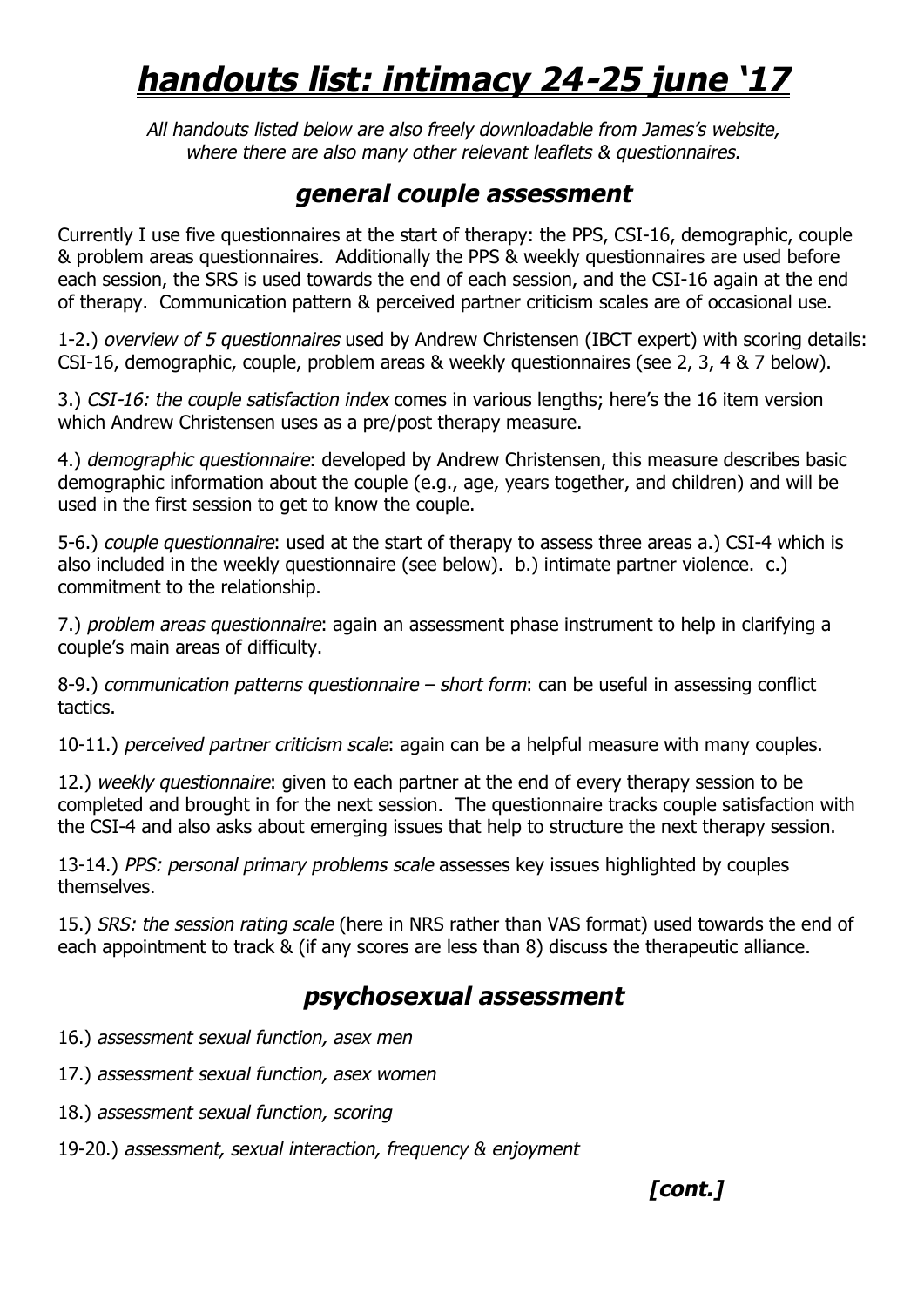# ***handouts list: intimacy 24-25 june '17***

*All handouts listed below are also freely downloadable from James's website, where there are also many other relevant leaflets & questionnaires.*

## ***general couple assessment***

Currently I use five questionnaires at the start of therapy: the PPS, CSI-16, demographic, couple & problem areas questionnaires. Additionally the PPS & weekly questionnaires are used before each session, the SRS is used towards the end of each session, and the CSI-16 again at the end of therapy. Communication pattern & perceived partner criticism scales are of occasional use.

1-2.) *overview of 5 questionnaires* used by Andrew Christensen (IBCT expert) with scoring details: CSI-16, demographic, couple, problem areas & weekly questionnaires (see 2, 3, 4 & 7 below).

3.) *CSI-16: the couple satisfaction index* comes in various lengths; here's the 16 item version which Andrew Christensen uses as a pre/post therapy measure.

4.) *demographic questionnaire*: developed by Andrew Christensen, this measure describes basic demographic information about the couple (e.g., age, years together, and children) and will be used in the first session to get to know the couple.

5-6.) *couple questionnaire*: used at the start of therapy to assess three areas a.) CSI-4 which is also included in the weekly questionnaire (see below). b.) intimate partner violence. c.) commitment to the relationship.

7.) *problem areas questionnaire*: again an assessment phase instrument to help in clarifying a couple's main areas of difficulty.

8-9.) *communication patterns questionnaire – short form*: can be useful in assessing conflict tactics.

10-11.) *perceived partner criticism scale*: again can be a helpful measure with many couples.

12.) *weekly questionnaire*: given to each partner at the end of every therapy session to be completed and brought in for the next session. The questionnaire tracks couple satisfaction with the CSI-4 and also asks about emerging issues that help to structure the next therapy session.

13-14.) *PPS: personal primary problems scale* assesses key issues highlighted by couples themselves.

15.) *SRS: the session rating scale* (here in NRS rather than VAS format) used towards the end of each appointment to track & (if any scores are less than 8) discuss the therapeutic alliance.

## ***psychosexual assessment***

16.) *assessment sexual function, asex men*

17.) *assessment sexual function, asex women*

18.) *assessment sexual function, scoring*

19-20.) *assessment, sexual interaction, frequency & enjoyment*

***[cont.]***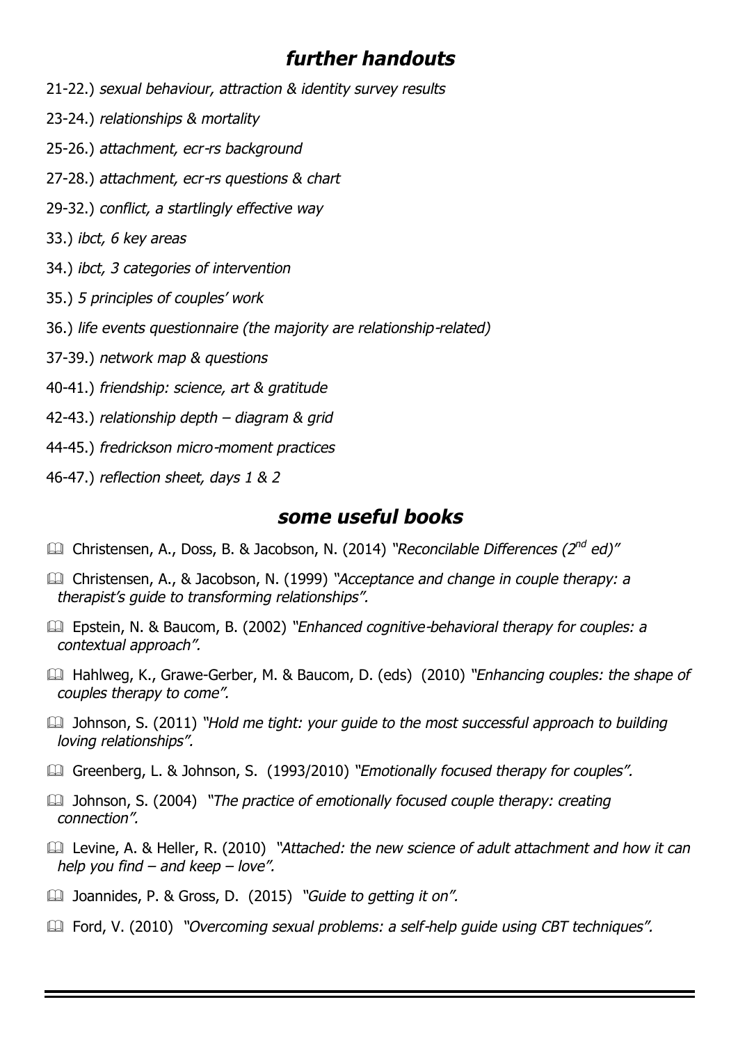## *further handouts*

21-22.) *sexual behaviour, attraction & identity survey results*

23-24.) *relationships & mortality*

25-26.) *attachment, ecr-rs background*

27-28.) *attachment, ecr-rs questions & chart*

29-32.) *conflict, a startlingly effective way*

33.) *ibct, 6 key areas*

34.) *ibct, 3 categories of intervention*

35.) *5 principles of couples' work*

36.) *life events questionnaire (the majority are relationship-related)*

37-39.) *network map & questions*

40-41.) *friendship: science, art & gratitude*

42-43.) *relationship depth – diagram & grid*

44-45.) *fredrickson micro-moment practices*

46-47.) *reflection sheet, days 1 & 2*

## *some useful books*

- 🕮 Christensen, A., Doss, B. & Jacobson, N. (2014) *"Reconcilable Differences (2nd ed)"*
- 🕮 Christensen, A., & Jacobson, N. (1999) *"Acceptance and change in couple therapy: a therapist's guide to transforming relationships".*
- 🕮 Epstein, N. & Baucom, B. (2002) *"Enhanced cognitive-behavioral therapy for couples: a contextual approach".*
- 🕮 Hahlweg, K., Grawe-Gerber, M. & Baucom, D. (eds) (2010) *"Enhancing couples: the shape of couples therapy to come".*
- 🕮 Johnson, S. (2011) *"Hold me tight: your guide to the most successful approach to building loving relationships".*
- 🕮 Greenberg, L. & Johnson, S. (1993/2010) *"Emotionally focused therapy for couples".*
- 🕮 Johnson, S. (2004) *"The practice of emotionally focused couple therapy: creating connection".*
- 🕮 Levine, A. & Heller, R. (2010) *"Attached: the new science of adult attachment and how it can help you find – and keep – love".*
- 🕮 Joannides, P. & Gross, D. (2015) *"Guide to getting it on".*
- 🕮 Ford, V. (2010) *"Overcoming sexual problems: a self-help guide using CBT techniques".*